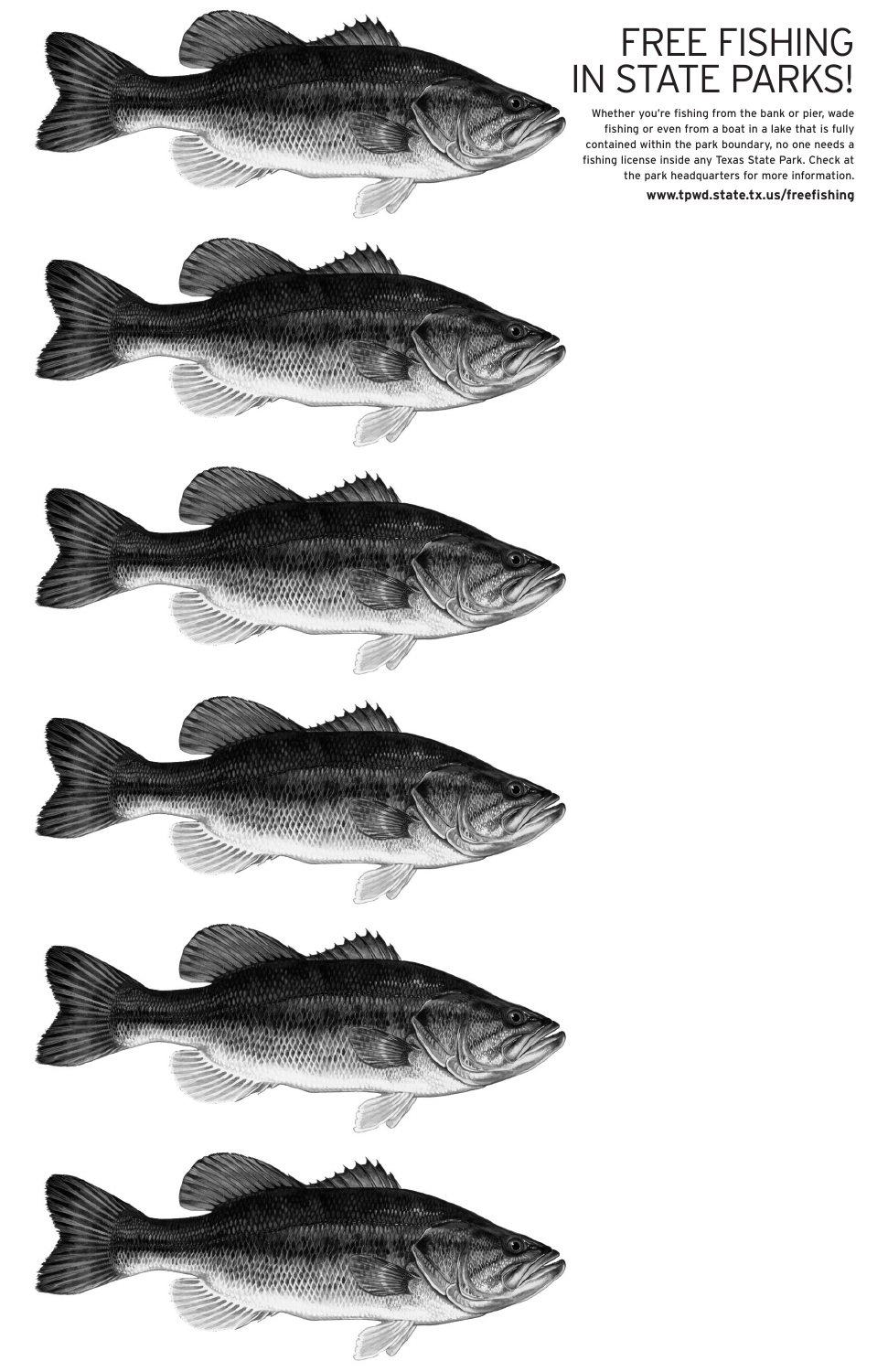# FREE FISHING IN STATE PARKS!

Whether you're fishing from the bank or pier, wade fishing or even from a boat in a lake that is fully contained within the park boundary, no one needs a fishing license inside any Texas State Park. Check at the park headquarters for more information.

**www.tpwd.state.tx.us/freefishing**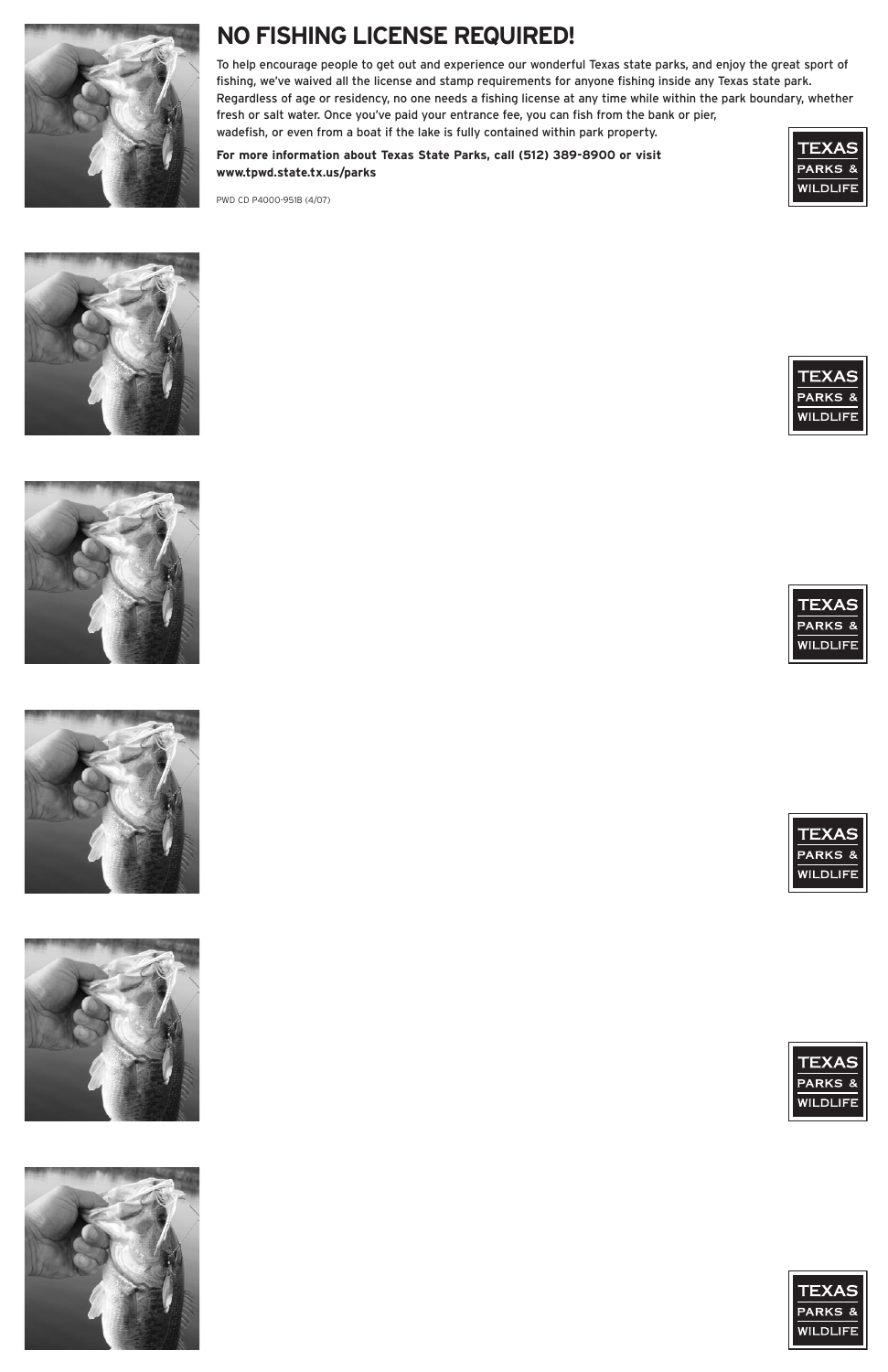# NO FISHING LICENSE REQUIRED!

To help encourage people to get out and experience our wonderful Texas state parks, and enjoy the great sport of fishing, we've waived all the license and stamp requirements for anyone fishing inside any Texas state park. Regardless of age or residency, no one needs a fishing license at any time while within the park boundary, whether fresh or salt water. Once you've paid your entrance fee, you can fish from the bank or pier, wadefish, or even from a boat if the lake is fully contained within park property.

**For more information about Texas State Parks, call (512) 389-8900 or visit www.tpwd.state.tx.us/parks**

PWD CD P4000-951B (4/07)

TEXAS PARKS & WILDLIFE

TEXAS PARKS & WILDLIFE

TEXAS PARKS & WILDLIFE

TEXAS PARKS & WILDLIFE

TEXAS PARKS & WILDLIFE

TEXAS PARKS & WILDLIFE